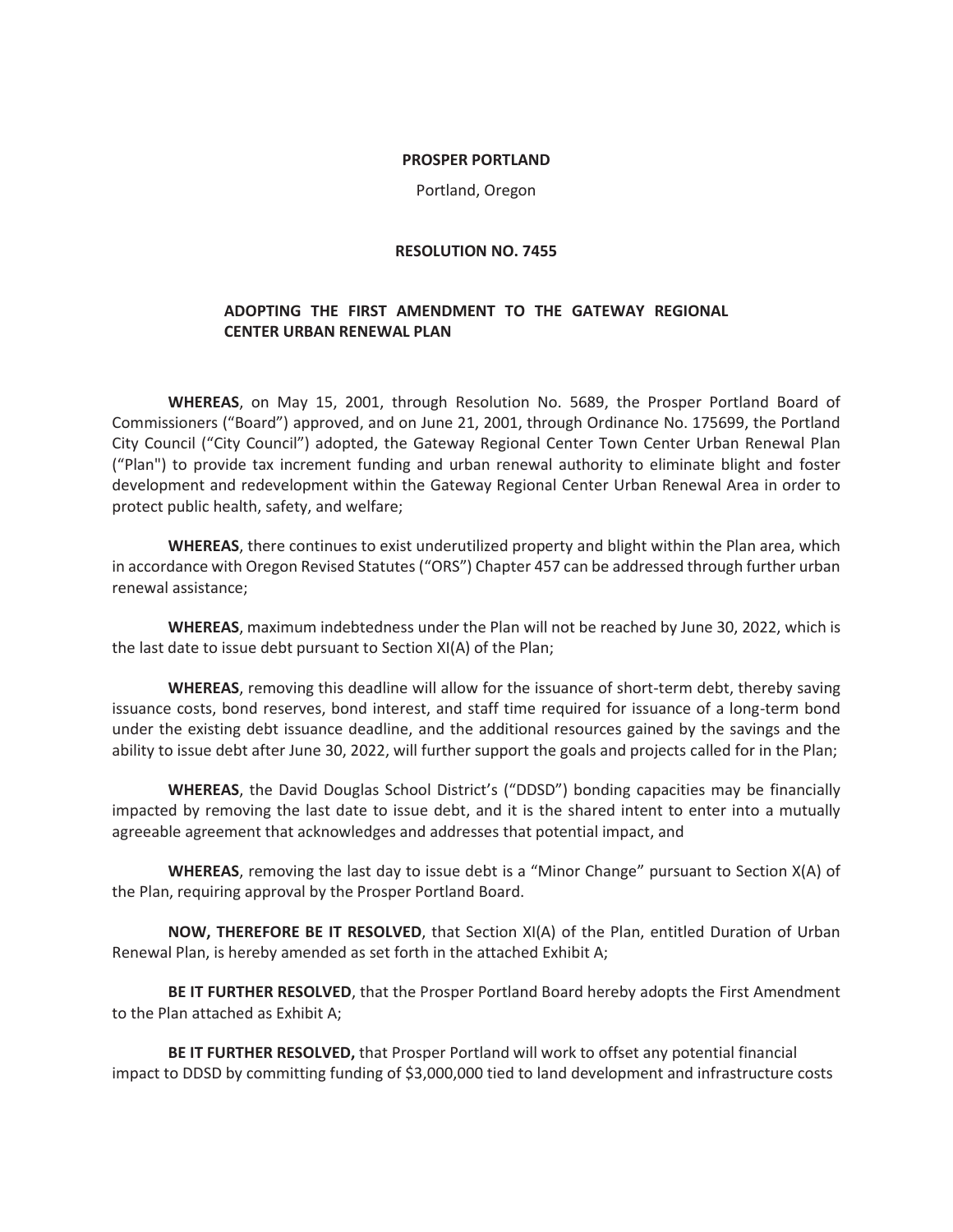**PROSPER PORTLAND**

Portland, Oregon

**RESOLUTION NO. 7455**

**ADOPTING THE FIRST AMENDMENT TO THE GATEWAY REGIONAL CENTER URBAN RENEWAL PLAN**

**WHEREAS**, on May 15, 2001, through Resolution No. 5689, the Prosper Portland Board of Commissioners ("Board") approved, and on June 21, 2001, through Ordinance No. 175699, the Portland City Council ("City Council") adopted, the Gateway Regional Center Town Center Urban Renewal Plan ("Plan") to provide tax increment funding and urban renewal authority to eliminate blight and foster development and redevelopment within the Gateway Regional Center Urban Renewal Area in order to protect public health, safety, and welfare;

**WHEREAS**, there continues to exist underutilized property and blight within the Plan area, which in accordance with Oregon Revised Statutes ("ORS") Chapter 457 can be addressed through further urban renewal assistance;

**WHEREAS**, maximum indebtedness under the Plan will not be reached by June 30, 2022, which is the last date to issue debt pursuant to Section XI(A) of the Plan;

**WHEREAS**, removing this deadline will allow for the issuance of short-term debt, thereby saving issuance costs, bond reserves, bond interest, and staff time required for issuance of a long-term bond under the existing debt issuance deadline, and the additional resources gained by the savings and the ability to issue debt after June 30, 2022, will further support the goals and projects called for in the Plan;

**WHEREAS**, the David Douglas School District's ("DDSD") bonding capacities may be financially impacted by removing the last date to issue debt, and it is the shared intent to enter into a mutually agreeable agreement that acknowledges and addresses that potential impact, and

**WHEREAS**, removing the last day to issue debt is a "Minor Change" pursuant to Section X(A) of the Plan, requiring approval by the Prosper Portland Board.

**NOW, THEREFORE BE IT RESOLVED**, that Section XI(A) of the Plan, entitled Duration of Urban Renewal Plan, is hereby amended as set forth in the attached Exhibit A;

**BE IT FURTHER RESOLVED**, that the Prosper Portland Board hereby adopts the First Amendment to the Plan attached as Exhibit A;

**BE IT FURTHER RESOLVED,** that Prosper Portland will work to offset any potential financial impact to DDSD by committing funding of $3,000,000 tied to land development and infrastructure costs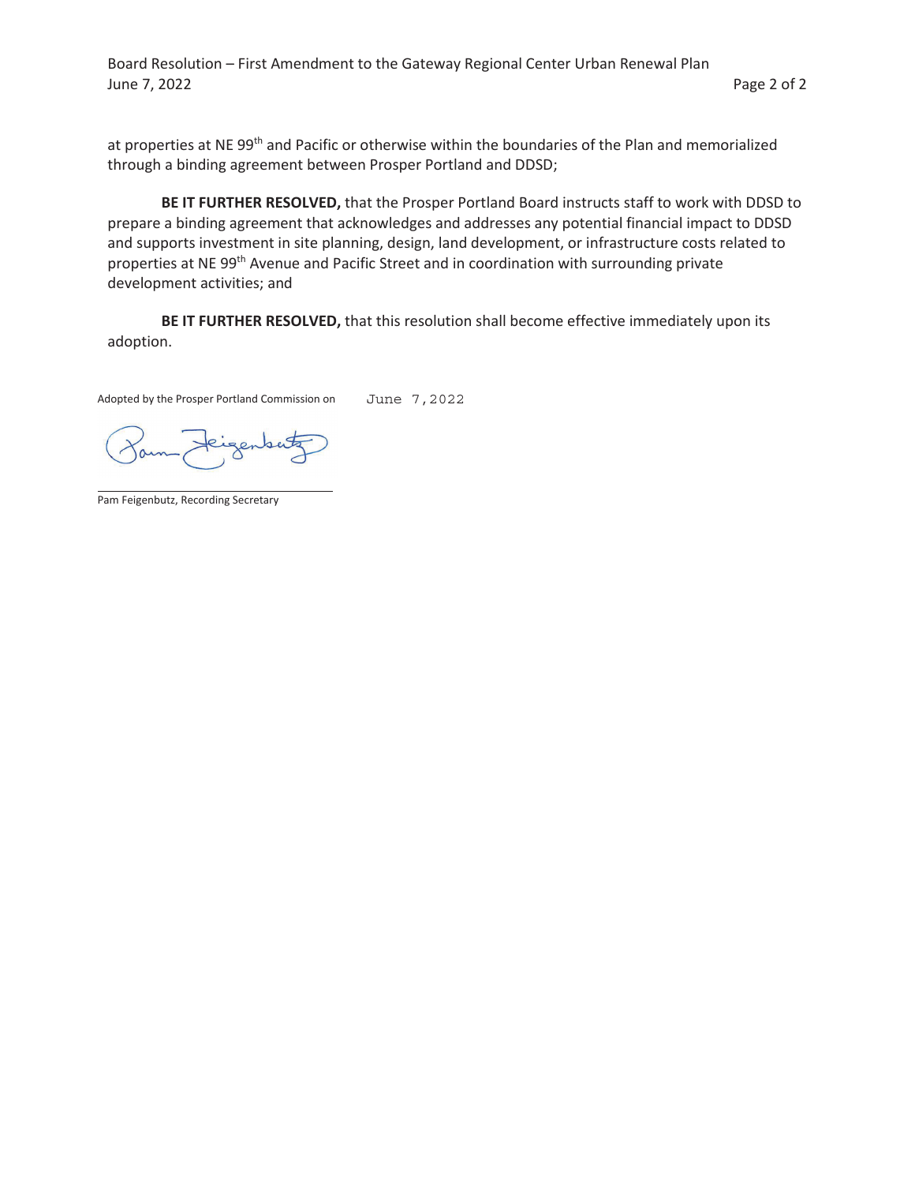at properties at NE 99th and Pacific or otherwise within the boundaries of the Plan and memorialized through a binding agreement between Prosper Portland and DDSD;

**BE IT FURTHER RESOLVED,** that the Prosper Portland Board instructs staff to work with DDSD to prepare a binding agreement that acknowledges and addresses any potential financial impact to DDSD and supports investment in site planning, design, land development, or infrastructure costs related to properties at NE 99th Avenue and Pacific Street and in coordination with surrounding private development activities; and

**BE IT FURTHER RESOLVED,** that this resolution shall become effective immediately upon its adoption.

Adopted by the Prosper Portland Commission on June 7, 2022

Pam Feigenbutz, Recording Secretary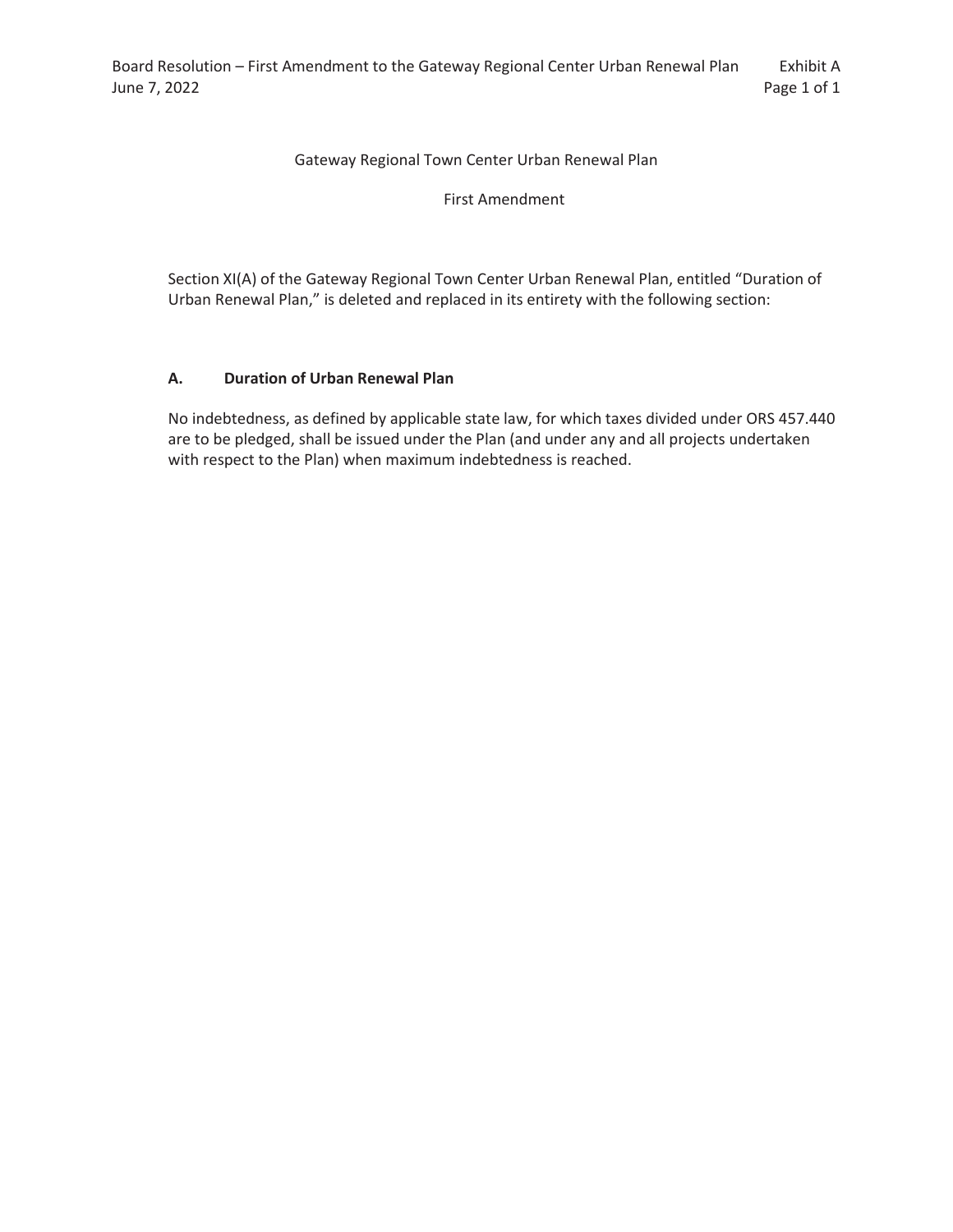Gateway Regional Town Center Urban Renewal Plan

First Amendment

Section XI(A) of the Gateway Regional Town Center Urban Renewal Plan, entitled "Duration of Urban Renewal Plan," is deleted and replaced in its entirety with the following section:

**A. Duration of Urban Renewal Plan**

No indebtedness, as defined by applicable state law, for which taxes divided under ORS 457.440 are to be pledged, shall be issued under the Plan (and under any and all projects undertaken with respect to the Plan) when maximum indebtedness is reached.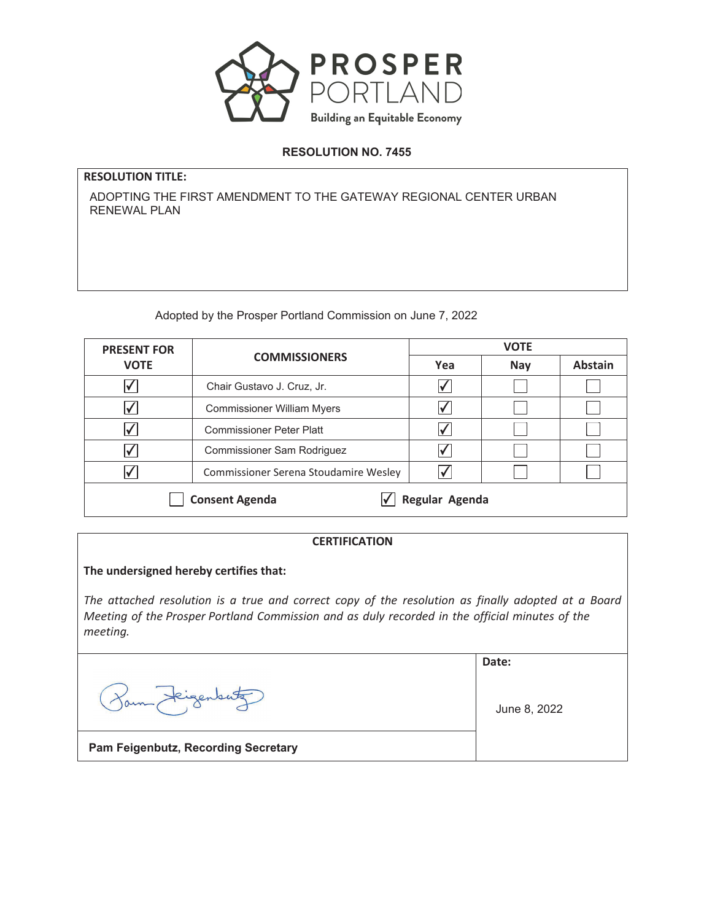PROSPER PORTLAND

Building an Equitable Economy

**RESOLUTION NO. 7455**

**RESOLUTION TITLE:**

ADOPTING THE FIRST AMENDMENT TO THE GATEWAY REGIONAL CENTER URBAN RENEWAL PLAN

Adopted by the Prosper Portland Commission on June 7, 2022

| PRESENT FOR VOTE | COMMISSIONERS | VOTE | | |
|---|---|---|---|---|
| | | Yea | Nay | Abstain |
| ✓ | Chair Gustavo J. Cruz, Jr. | ✓ | | |
| ✓ | Commissioner William Myers | ✓ | | |
| ✓ | Commissioner Peter Platt | ✓ | | |
| ✓ | Commissioner Sam Rodriguez | ✓ | | |
| ✓ | Commissioner Serena Stoudamire Wesley | ✓ | | |

☐ Consent Agenda ☑ Regular Agenda

**CERTIFICATION**

**The undersigned hereby certifies that:**

*The attached resolution is a true and correct copy of the resolution as finally adopted at a Board Meeting of the Prosper Portland Commission and as duly recorded in the official minutes of the meeting.*

| | Date: |
|---|---|
| Pam Feigenbutz | June 8, 2022 |
| **Pam Feigenbutz, Recording Secretary** | |